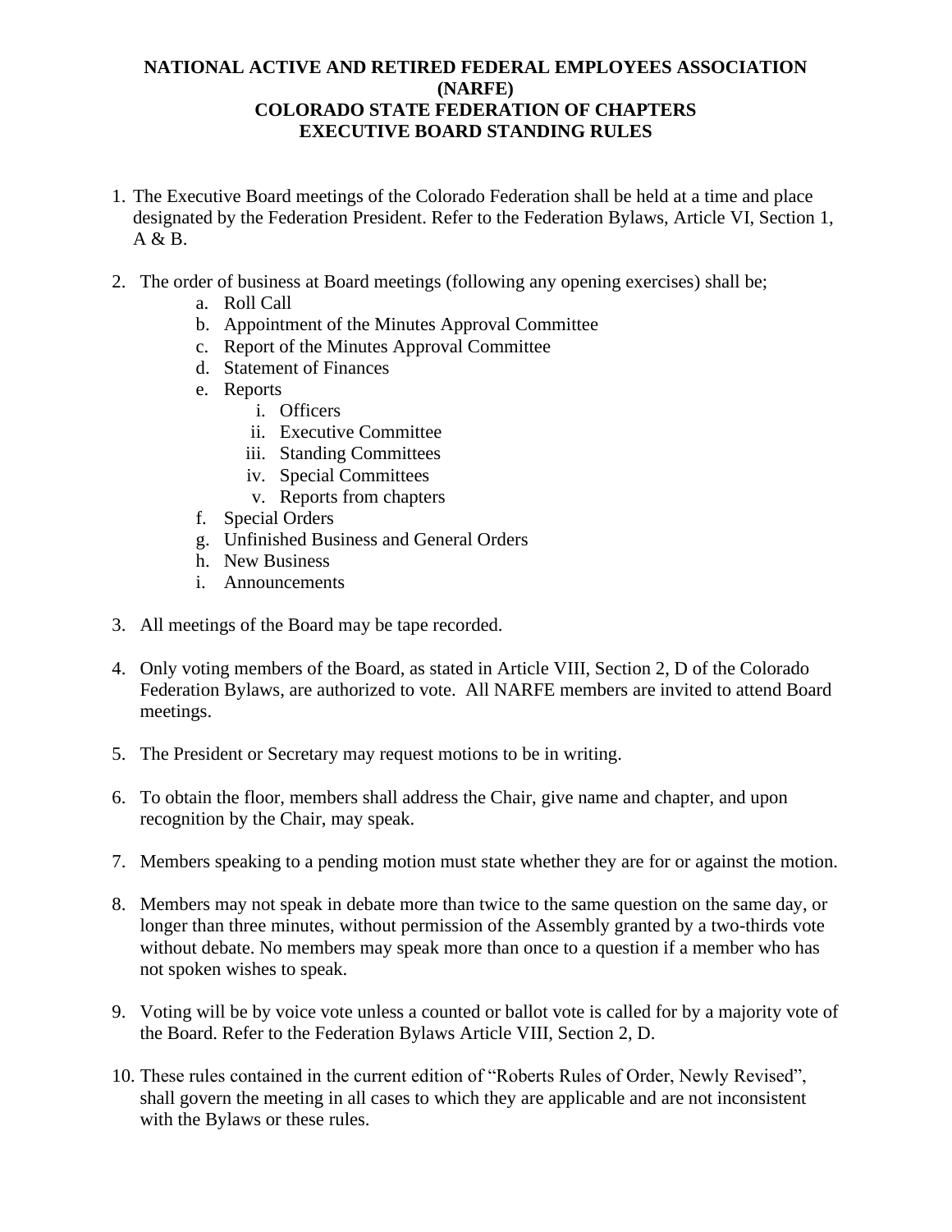# NATIONAL ACTIVE AND RETIRED FEDERAL EMPLOYEES ASSOCIATION (NARFE)
## COLORADO STATE FEDERATION OF CHAPTERS
## EXECUTIVE BOARD STANDING RULES

1. The Executive Board meetings of the Colorado Federation shall be held at a time and place designated by the Federation President. Refer to the Federation Bylaws, Article VI, Section 1, A & B.

2. The order of business at Board meetings (following any opening exercises) shall be;
   a. Roll Call
   b. Appointment of the Minutes Approval Committee
   c. Report of the Minutes Approval Committee
   d. Statement of Finances
   e. Reports
      i. Officers
      ii. Executive Committee
      iii. Standing Committees
      iv. Special Committees
      v. Reports from chapters
   f. Special Orders
   g. Unfinished Business and General Orders
   h. New Business
   i. Announcements

3. All meetings of the Board may be tape recorded.

4. Only voting members of the Board, as stated in Article VIII, Section 2, D of the Colorado Federation Bylaws, are authorized to vote. All NARFE members are invited to attend Board meetings.

5. The President or Secretary may request motions to be in writing.

6. To obtain the floor, members shall address the Chair, give name and chapter, and upon recognition by the Chair, may speak.

7. Members speaking to a pending motion must state whether they are for or against the motion.

8. Members may not speak in debate more than twice to the same question on the same day, or longer than three minutes, without permission of the Assembly granted by a two-thirds vote without debate. No members may speak more than once to a question if a member who has not spoken wishes to speak.

9. Voting will be by voice vote unless a counted or ballot vote is called for by a majority vote of the Board. Refer to the Federation Bylaws Article VIII, Section 2, D.

10. These rules contained in the current edition of "Roberts Rules of Order, Newly Revised", shall govern the meeting in all cases to which they are applicable and are not inconsistent with the Bylaws or these rules.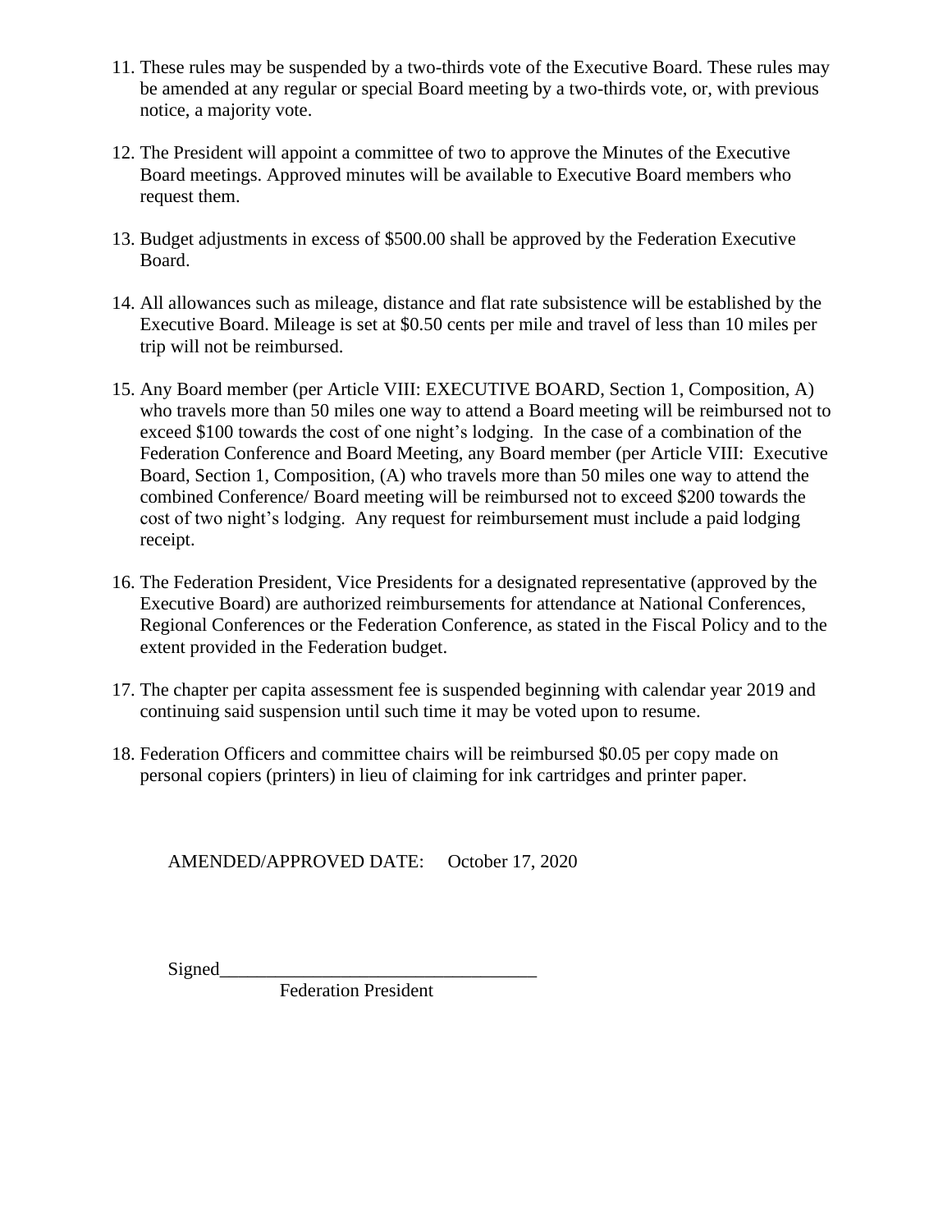11. These rules may be suspended by a two-thirds vote of the Executive Board. These rules may be amended at any regular or special Board meeting by a two-thirds vote, or, with previous notice, a majority vote.

12. The President will appoint a committee of two to approve the Minutes of the Executive Board meetings. Approved minutes will be available to Executive Board members who request them.

13. Budget adjustments in excess of $500.00 shall be approved by the Federation Executive Board.

14. All allowances such as mileage, distance and flat rate subsistence will be established by the Executive Board. Mileage is set at $0.50 cents per mile and travel of less than 10 miles per trip will not be reimbursed.

15. Any Board member (per Article VIII: EXECUTIVE BOARD, Section 1, Composition, A) who travels more than 50 miles one way to attend a Board meeting will be reimbursed not to exceed $100 towards the cost of one night's lodging. In the case of a combination of the Federation Conference and Board Meeting, any Board member (per Article VIII: Executive Board, Section 1, Composition, (A) who travels more than 50 miles one way to attend the combined Conference/ Board meeting will be reimbursed not to exceed $200 towards the cost of two night's lodging. Any request for reimbursement must include a paid lodging receipt.

16. The Federation President, Vice Presidents for a designated representative (approved by the Executive Board) are authorized reimbursements for attendance at National Conferences, Regional Conferences or the Federation Conference, as stated in the Fiscal Policy and to the extent provided in the Federation budget.

17. The chapter per capita assessment fee is suspended beginning with calendar year 2019 and continuing said suspension until such time it may be voted upon to resume.

18. Federation Officers and committee chairs will be reimbursed $0.05 per copy made on personal copiers (printers) in lieu of claiming for ink cartridges and printer paper.

AMENDED/APPROVED DATE: October 17, 2020

Signed___________________________________

Federation President